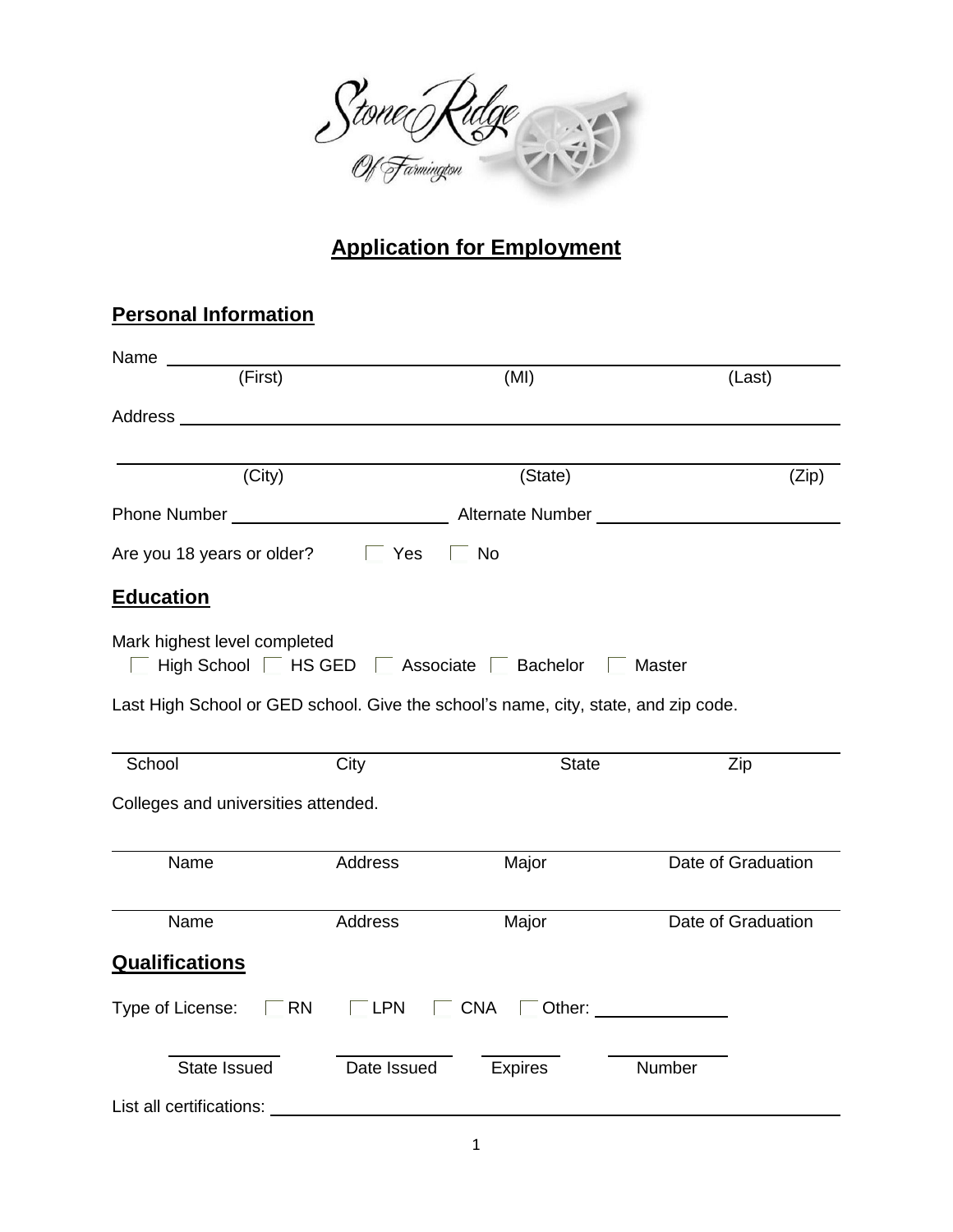# Application for Employment

## Personal Information

Name ______________________________________________
(First) (MI) (Last)

Address ______________________________________________

______________________________________________
(City) (State) (Zip)

Phone Number ______________________ Alternate Number ______________________

Are you 18 years or older? ☐ Yes ☐ No

## Education

Mark highest level completed

☐ High School ☐ HS GED ☐ Associate ☐ Bachelor ☐ Master

Last High School or GED school. Give the school's name, city, state, and zip code.

______________________________________________
School City State Zip

Colleges and universities attended.

______________________________________________
Name Address Major Date of Graduation

______________________________________________
Name Address Major Date of Graduation

## Qualifications

Type of License: ☐ RN ☐ LPN ☐ CNA ☐ Other: ______________

__________ __________ __________ __________
State Issued Date Issued Expires Number

List all certifications: ______________________________________________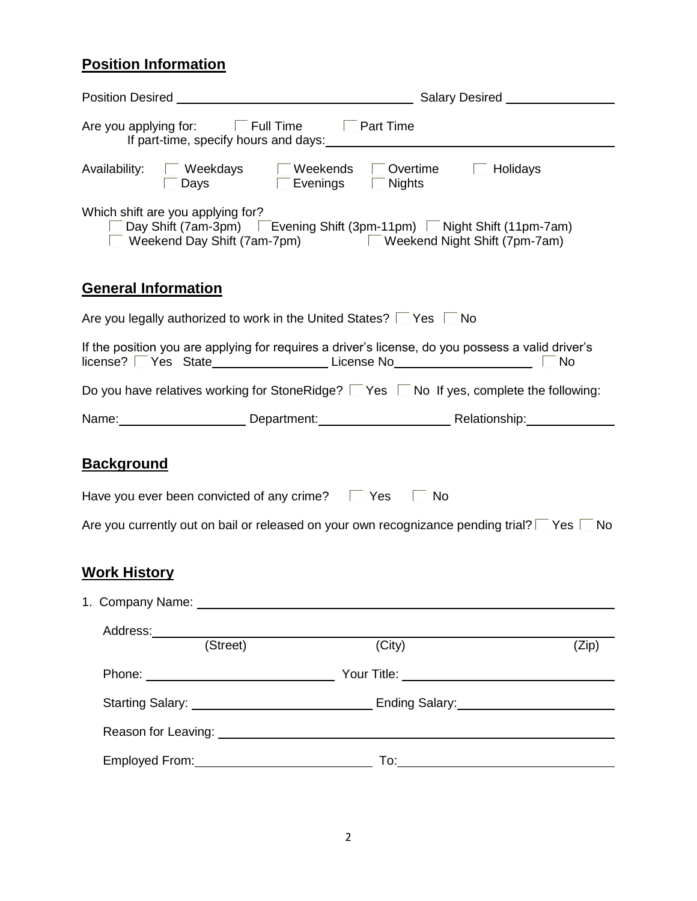## Position Information

Position Desired ______________________________ Salary Desired ______________

Are you applying for: ☐ Full Time ☐ Part Time
If part-time, specify hours and days: ______________________________

Availability: ☐ Weekdays ☐ Weekends ☐ Overtime ☐ Holidays
☐ Days ☐ Evenings ☐ Nights

Which shift are you applying for?
☐ Day Shift (7am-3pm) ☐ Evening Shift (3pm-11pm) ☐ Night Shift (11pm-7am)
☐ Weekend Day Shift (7am-7pm) ☐ Weekend Night Shift (7pm-7am)

## General Information

Are you legally authorized to work in the United States? ☐ Yes ☐ No

If the position you are applying for requires a driver's license, do you possess a valid driver's license? ☐ Yes State______________ License No________________ ☐ No

Do you have relatives working for StoneRidge? ☐ Yes ☐ No If yes, complete the following:

Name:________________ Department:________________ Relationship:____________

## Background

Have you ever been convicted of any crime? ☐ Yes ☐ No

Are you currently out on bail or released on your own recognizance pending trial? ☐ Yes ☐ No

## Work History

1. Company Name: ______________________________________________

   Address: ______________________________________________
   (Street) (City) (Zip)

   Phone: ______________________ Your Title: ______________________

   Starting Salary: ______________________ Ending Salary: ______________________

   Reason for Leaving: ______________________________________________

   Employed From: ______________________ To: ______________________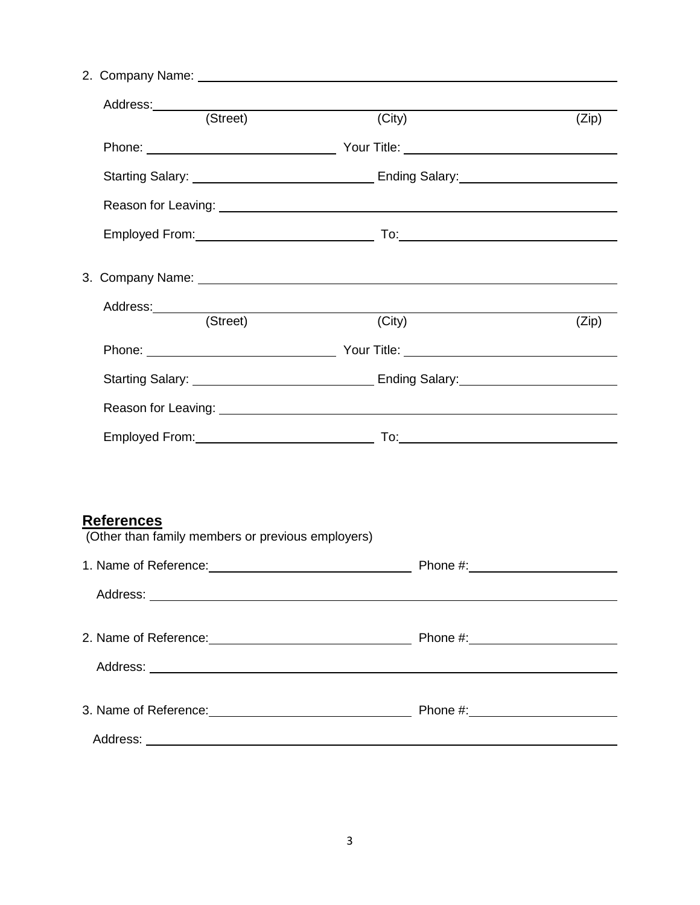2. Company Name: ______________________________________________

Address: ______________________________________________
(Street) (City) (Zip)

Phone: ______________________ Your Title: ______________________

Starting Salary: ______________________ Ending Salary: ______________________

Reason for Leaving: ______________________________________________

Employed From: ______________________ To: ______________________

3. Company Name: ______________________________________________

Address: ______________________________________________
(Street) (City) (Zip)

Phone: ______________________ Your Title: ______________________

Starting Salary: ______________________ Ending Salary: ______________________

Reason for Leaving: ______________________________________________

Employed From: ______________________ To: ______________________

## References

(Other than family members or previous employers)

1. Name of Reference: ______________________ Phone #: ______________________

   Address: ______________________________________________

2. Name of Reference: ______________________ Phone #: ______________________

   Address: ______________________________________________

3. Name of Reference: ______________________ Phone #: ______________________

   Address: ______________________________________________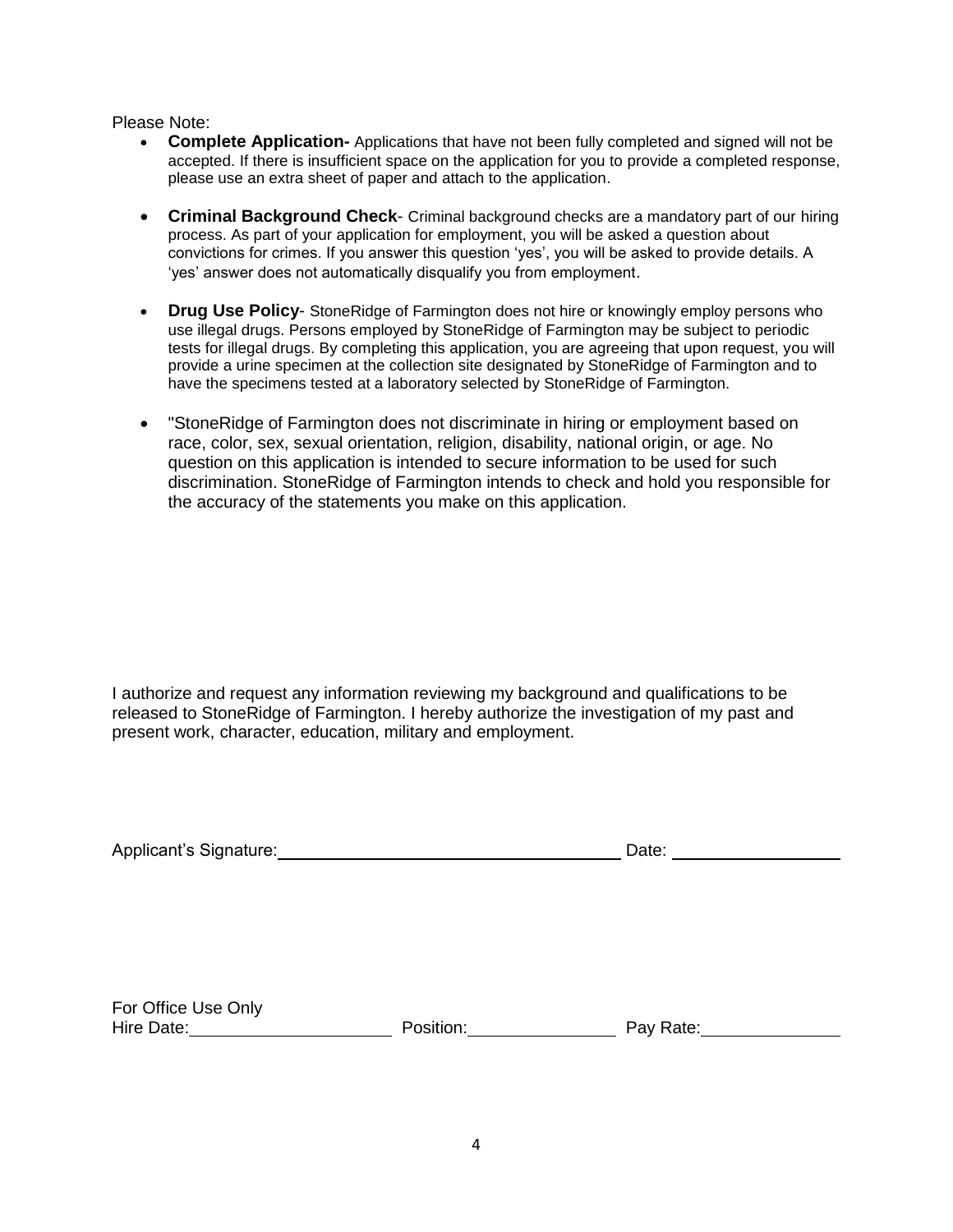Please Note:

- **Complete Application-** Applications that have not been fully completed and signed will not be accepted. If there is insufficient space on the application for you to provide a completed response, please use an extra sheet of paper and attach to the application.

- **Criminal Background Check**- Criminal background checks are a mandatory part of our hiring process. As part of your application for employment, you will be asked a question about convictions for crimes. If you answer this question 'yes', you will be asked to provide details. A 'yes' answer does not automatically disqualify you from employment.

- **Drug Use Policy**- StoneRidge of Farmington does not hire or knowingly employ persons who use illegal drugs. Persons employed by StoneRidge of Farmington may be subject to periodic tests for illegal drugs. By completing this application, you are agreeing that upon request, you will provide a urine specimen at the collection site designated by StoneRidge of Farmington and to have the specimens tested at a laboratory selected by StoneRidge of Farmington.

- "StoneRidge of Farmington does not discriminate in hiring or employment based on race, color, sex, sexual orientation, religion, disability, national origin, or age. No question on this application is intended to secure information to be used for such discrimination. StoneRidge of Farmington intends to check and hold you responsible for the accuracy of the statements you make on this application.

I authorize and request any information reviewing my background and qualifications to be released to StoneRidge of Farmington. I hereby authorize the investigation of my past and present work, character, education, military and employment.

Applicant's Signature:\_\_\_\_\_\_\_\_\_\_\_\_\_\_\_\_\_\_\_\_\_\_\_\_\_\_\_\_\_\_\_\_ Date: \_\_\_\_\_\_\_\_\_\_\_\_\_\_\_\_

For Office Use Only
Hire Date:\_\_\_\_\_\_\_\_\_\_\_\_\_\_\_\_\_\_\_\_ Position:\_\_\_\_\_\_\_\_\_\_\_\_\_\_\_ Pay Rate:\_\_\_\_\_\_\_\_\_\_\_\_\_\_